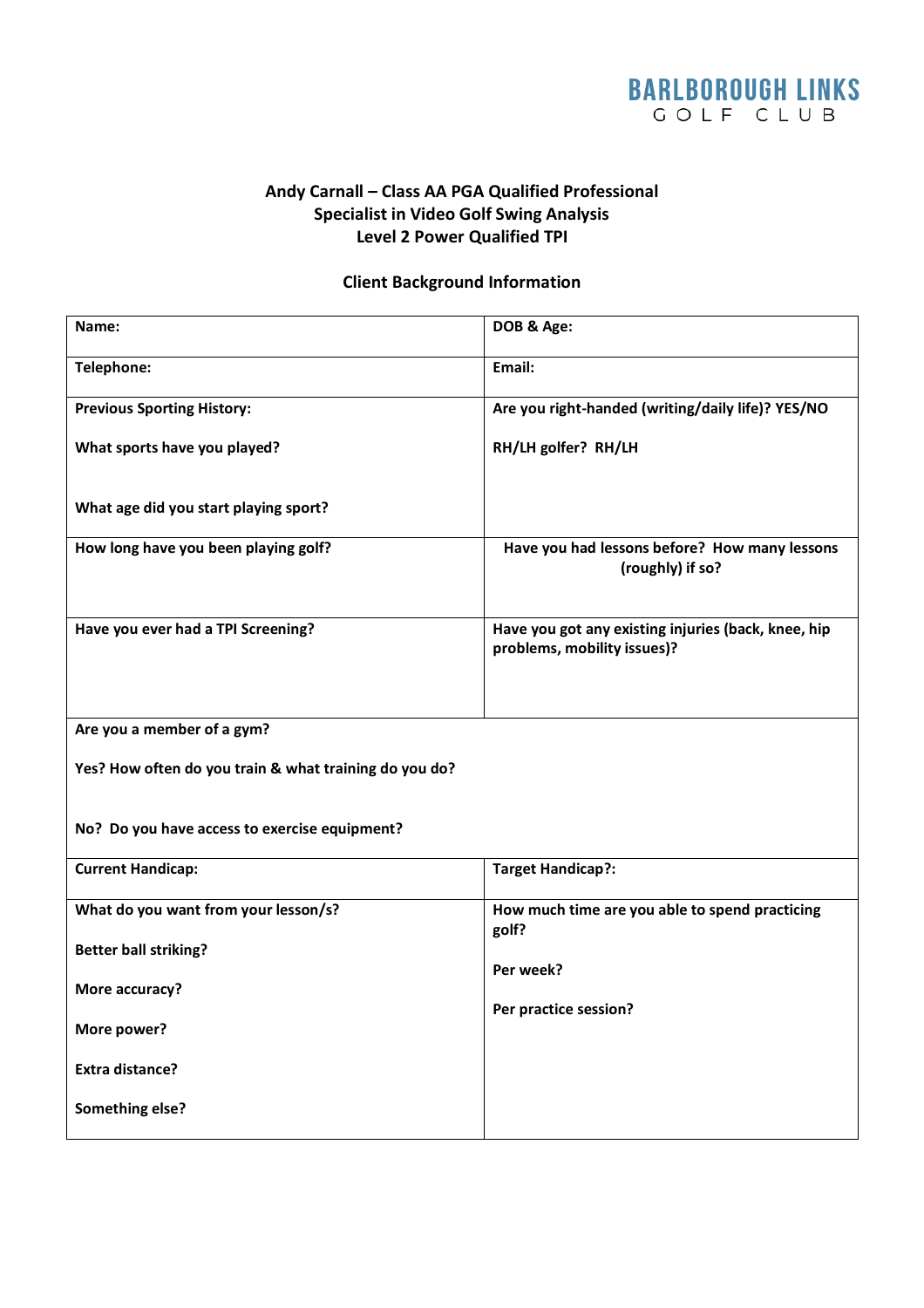**BARLBOROUGH LINKS**
**GOLF CLUB**

**Andy Carnall – Class AA PGA Qualified Professional**
**Specialist in Video Golf Swing Analysis**
**Level 2 Power Qualified TPI**

## Client Background Information

| | |
|---|---|
| **Name:** | **DOB & Age:** |
| **Telephone:** | **Email:** |
| **Previous Sporting History:**<br><br>**What sports have you played?**<br><br>**What age did you start playing sport?** | **Are you right-handed (writing/daily life)? YES/NO**<br><br>**RH/LH golfer? RH/LH** |
| **How long have you been playing golf?** | **Have you had lessons before? How many lessons (roughly) if so?** |
| **Have you ever had a TPI Screening?** | **Have you got any existing injuries (back, knee, hip problems, mobility issues)?** |
| **Are you a member of a gym?**<br><br>**Yes? How often do you train & what training do you do?**<br><br>**No? Do you have access to exercise equipment?** | |
| **Current Handicap:** | **Target Handicap?:** |
| **What do you want from your lesson/s?**<br><br>**Better ball striking?**<br><br>**More accuracy?**<br><br>**More power?**<br><br>**Extra distance?**<br><br>**Something else?** | **How much time are you able to spend practicing golf?**<br><br>**Per week?**<br><br>**Per practice session?** |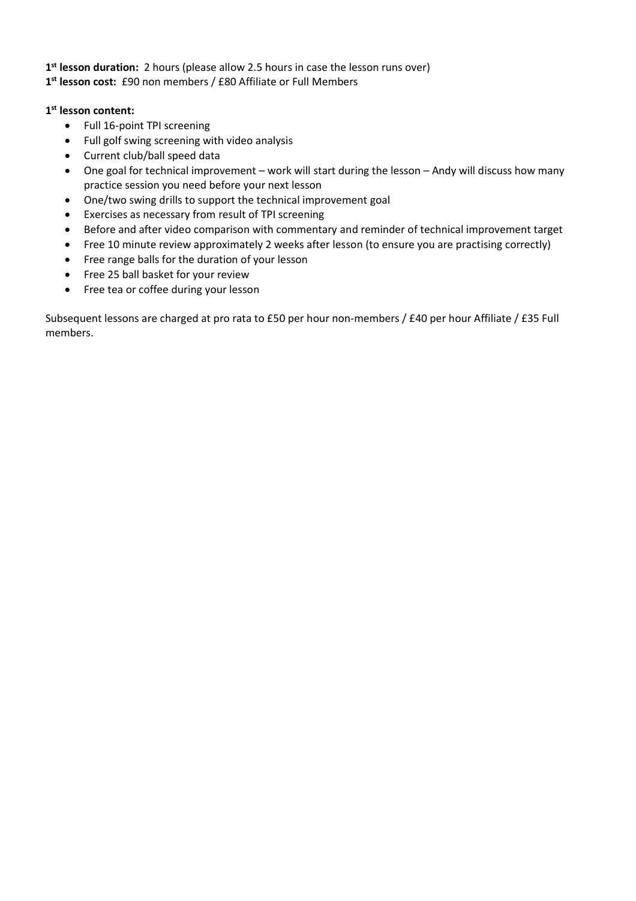**1st lesson duration:** 2 hours (please allow 2.5 hours in case the lesson runs over)
**1st lesson cost:** £90 non members / £80 Affiliate or Full Members

**1st lesson content:**

- Full 16-point TPI screening
- Full golf swing screening with video analysis
- Current club/ball speed data
- One goal for technical improvement – work will start during the lesson – Andy will discuss how many practice session you need before your next lesson
- One/two swing drills to support the technical improvement goal
- Exercises as necessary from result of TPI screening
- Before and after video comparison with commentary and reminder of technical improvement target
- Free 10 minute review approximately 2 weeks after lesson (to ensure you are practising correctly)
- Free range balls for the duration of your lesson
- Free 25 ball basket for your review
- Free tea or coffee during your lesson

Subsequent lessons are charged at pro rata to £50 per hour non-members / £40 per hour Affiliate / £35 Full members.